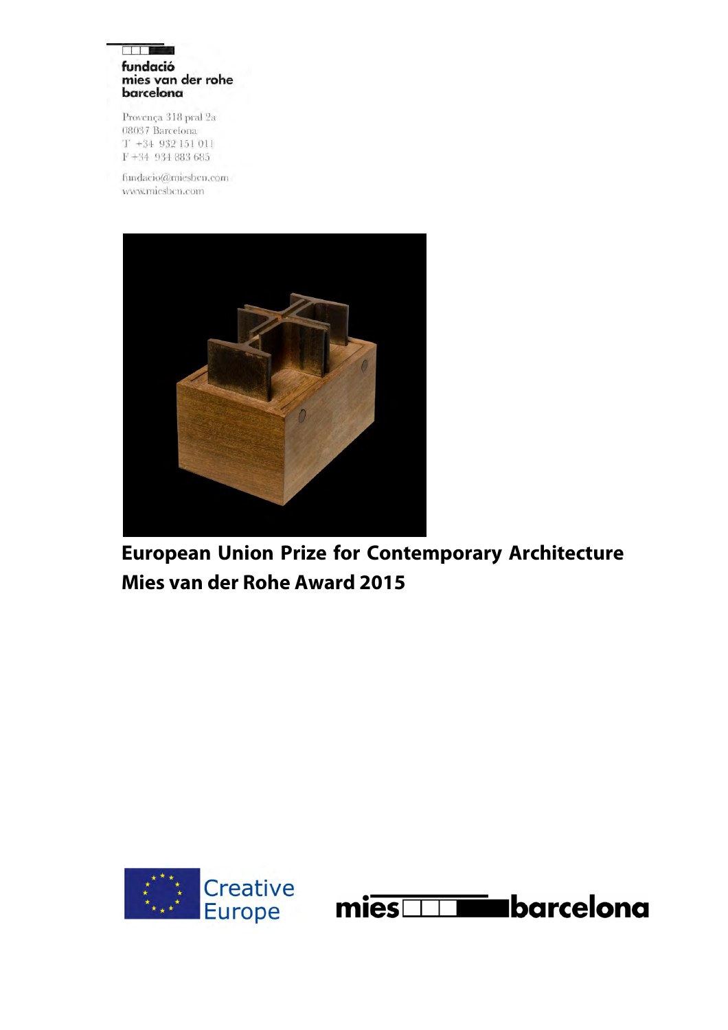fundació
mies van der rohe
barcelona

Provença 318 pral 2a
08037 Barcelona
T +34 932 151 011
F +34 934 883 685

fundacio@miesbcn.com
www.miesbcn.com

# European Union Prize for Contemporary Architecture
# Mies van der Rohe Award 2015

Creative Europe

mies barcelona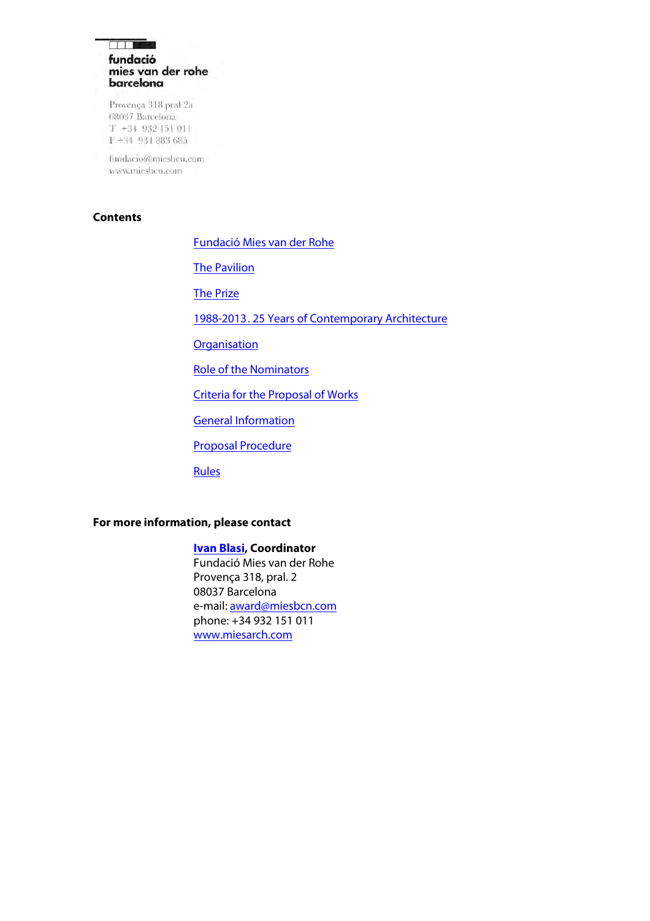fundació
mies van der rohe
barcelona

Provença 318 pral 2a
08037 Barcelona
T +34 932 151 011
F +34 934 883 685

fundacio@miesbcn.com
www.miesbcn.com

**Contents**

- Fundació Mies van der Rohe
- The Pavilion
- The Prize
- 1988-2013. 25 Years of Contemporary Architecture
- Organisation
- Role of the Nominators
- Criteria for the Proposal of Works
- General Information
- Proposal Procedure
- Rules

**For more information, please contact**

**Ivan Blasi, Coordinator**
Fundació Mies van der Rohe
Provença 318, pral. 2
08037 Barcelona
e-mail: award@miesbcn.com
phone: +34 932 151 011
www.miesarch.com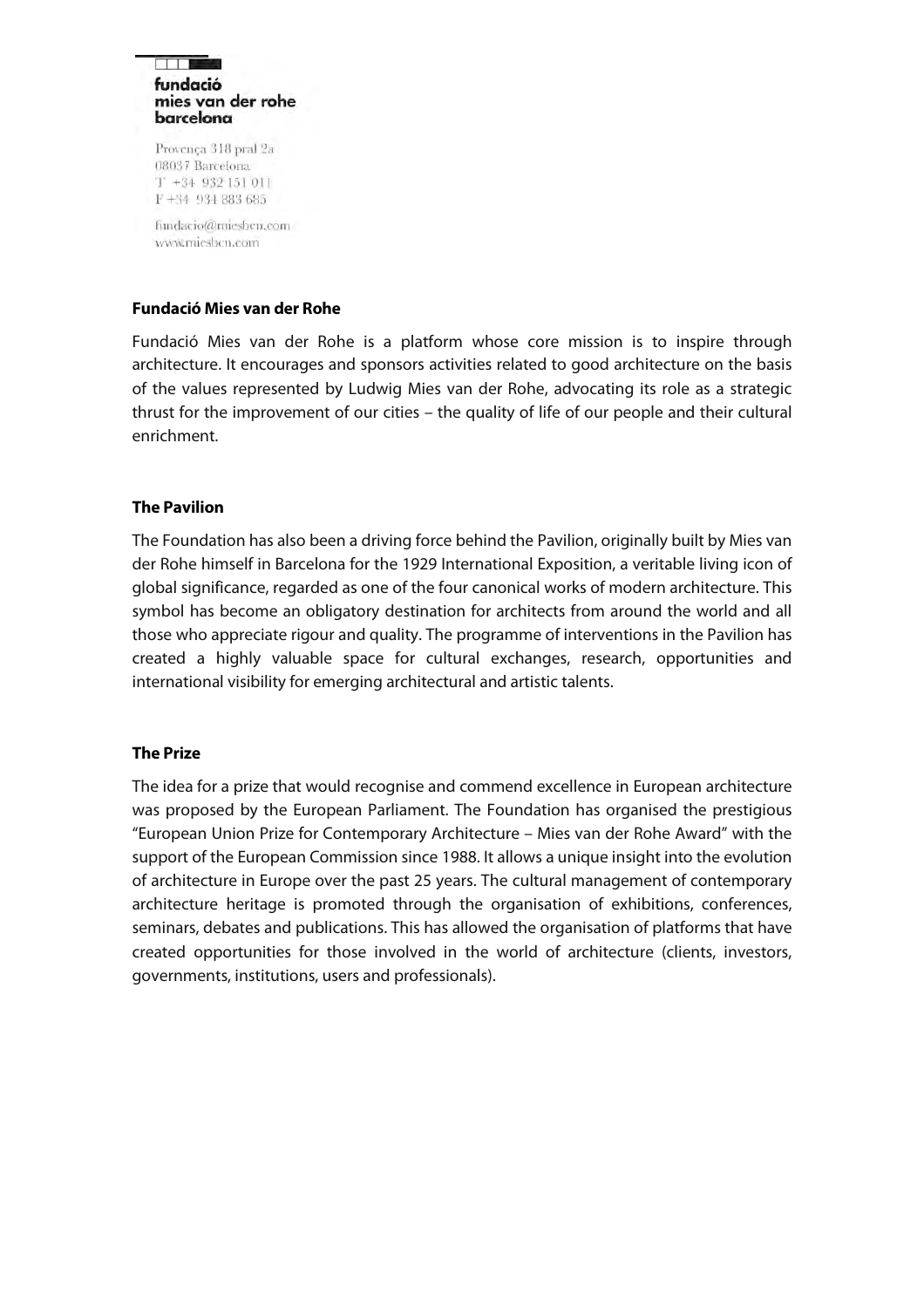fundació
mies van der rohe
barcelona

Provença 318 pral 2a
08037 Barcelona
T +34 932 151 011
F +34 934 883 685

fundacio@miesbcn.com
www.miesbcn.com

**Fundació Mies van der Rohe**

Fundació Mies van der Rohe is a platform whose core mission is to inspire through architecture. It encourages and sponsors activities related to good architecture on the basis of the values represented by Ludwig Mies van der Rohe, advocating its role as a strategic thrust for the improvement of our cities – the quality of life of our people and their cultural enrichment.

**The Pavilion**

The Foundation has also been a driving force behind the Pavilion, originally built by Mies van der Rohe himself in Barcelona for the 1929 International Exposition, a veritable living icon of global significance, regarded as one of the four canonical works of modern architecture. This symbol has become an obligatory destination for architects from around the world and all those who appreciate rigour and quality. The programme of interventions in the Pavilion has created a highly valuable space for cultural exchanges, research, opportunities and international visibility for emerging architectural and artistic talents.

**The Prize**

The idea for a prize that would recognise and commend excellence in European architecture was proposed by the European Parliament. The Foundation has organised the prestigious "European Union Prize for Contemporary Architecture – Mies van der Rohe Award" with the support of the European Commission since 1988. It allows a unique insight into the evolution of architecture in Europe over the past 25 years. The cultural management of contemporary architecture heritage is promoted through the organisation of exhibitions, conferences, seminars, debates and publications. This has allowed the organisation of platforms that have created opportunities for those involved in the world of architecture (clients, investors, governments, institutions, users and professionals).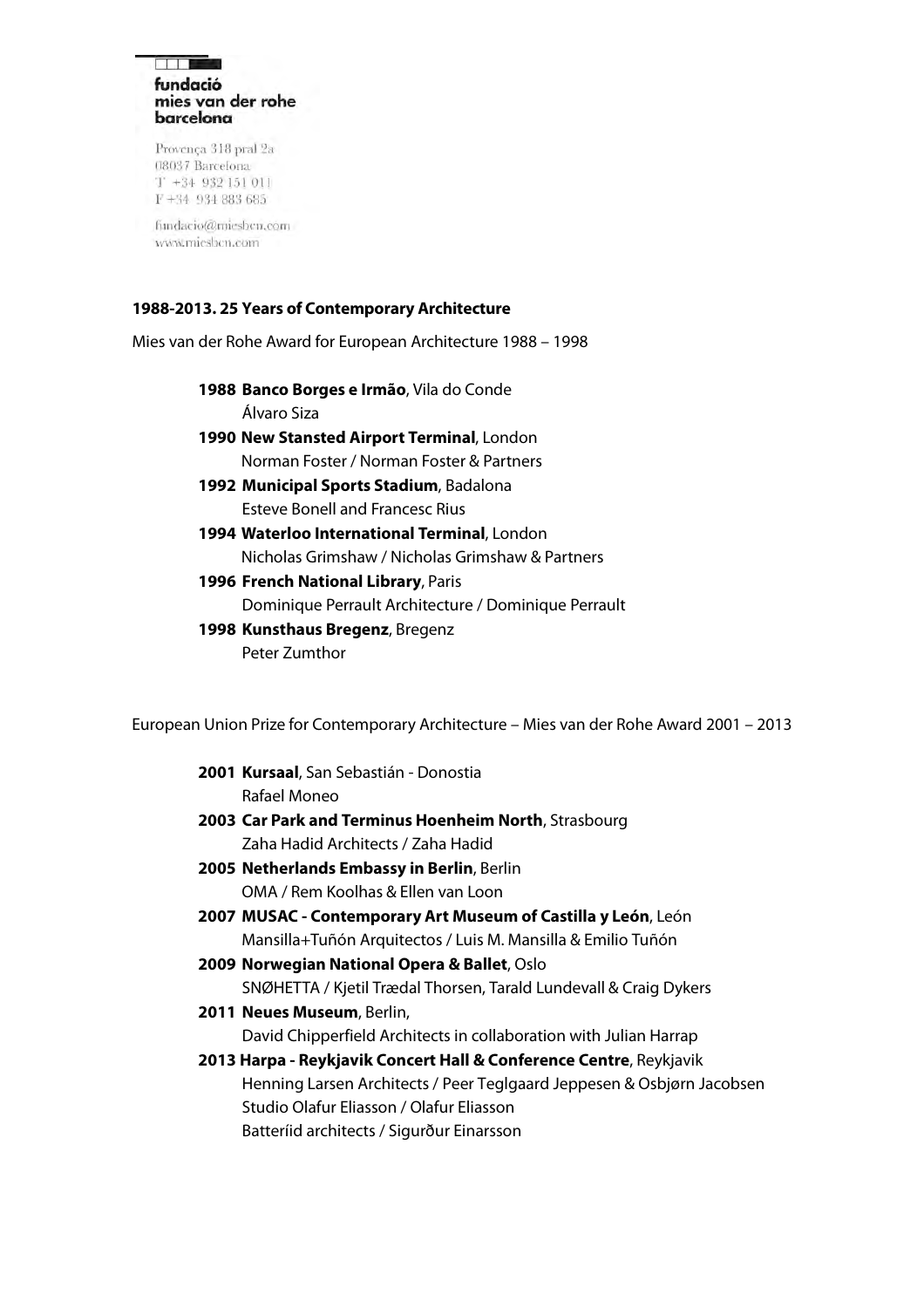fundació
mies van der rohe
barcelona

Provença 318 pral 2a
08037 Barcelona
T +34 932 151 011
F +34 934 883 685

fundacio@miesbcn.com
www.miesbcn.com

**1988-2013. 25 Years of Contemporary Architecture**

Mies van der Rohe Award for European Architecture 1988 – 1998

**1988 Banco Borges e Irmão**, Vila do Conde
Álvaro Siza

**1990 New Stansted Airport Terminal**, London
Norman Foster / Norman Foster & Partners

**1992 Municipal Sports Stadium**, Badalona
Esteve Bonell and Francesc Rius

**1994 Waterloo International Terminal**, London
Nicholas Grimshaw / Nicholas Grimshaw & Partners

**1996 French National Library**, Paris
Dominique Perrault Architecture / Dominique Perrault

**1998 Kunsthaus Bregenz**, Bregenz
Peter Zumthor

European Union Prize for Contemporary Architecture – Mies van der Rohe Award 2001 – 2013

**2001 Kursaal**, San Sebastián - Donostia
Rafael Moneo

**2003 Car Park and Terminus Hoenheim North**, Strasbourg
Zaha Hadid Architects / Zaha Hadid

**2005 Netherlands Embassy in Berlin**, Berlin
OMA / Rem Koolhas & Ellen van Loon

**2007 MUSAC - Contemporary Art Museum of Castilla y León**, León
Mansilla+Tuñón Arquitectos / Luis M. Mansilla & Emilio Tuñón

**2009 Norwegian National Opera & Ballet**, Oslo
SNØHETTA / Kjetil Trædal Thorsen, Tarald Lundevall & Craig Dykers

**2011 Neues Museum**, Berlin,
David Chipperfield Architects in collaboration with Julian Harrap

**2013 Harpa - Reykjavik Concert Hall & Conference Centre**, Reykjavik
Henning Larsen Architects / Peer Teglgaard Jeppesen & Osbjørn Jacobsen
Studio Olafur Eliasson / Olafur Eliasson
Batteríid architects / Sigurður Einarsson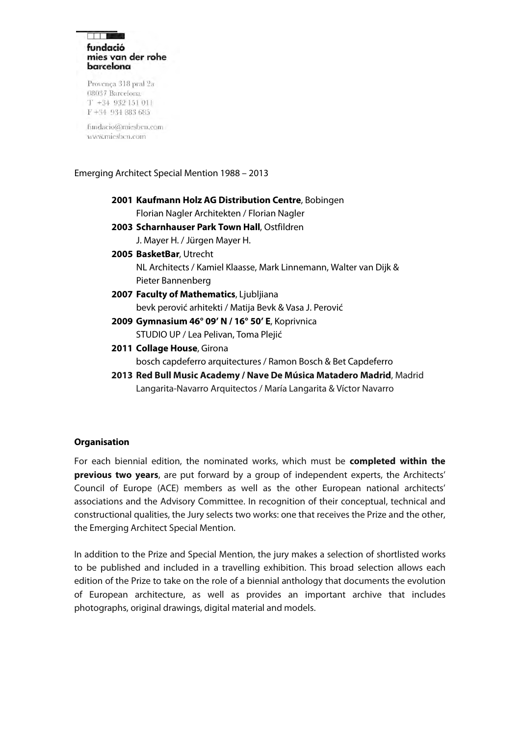fundació
mies van der rohe
barcelona

Provença 318 pral 2a
08037 Barcelona
T +34 932 151 011
F +34 934 883 685

fundacio@miesbcn.com
www.miesbcn.com

Emerging Architect Special Mention 1988 – 2013

**2001 Kaufmann Holz AG Distribution Centre**, Bobingen
Florian Nagler Architekten / Florian Nagler

**2003 Scharnhauser Park Town Hall**, Ostfildren
J. Mayer H. / Jürgen Mayer H.

**2005 BasketBar**, Utrecht
NL Architects / Kamiel Klaasse, Mark Linnemann, Walter van Dijk & Pieter Bannenberg

**2007 Faculty of Mathematics**, Ljubljiana
bevk perović arhitekti / Matija Bevk & Vasa J. Perović

**2009 Gymnasium 46° 09' N / 16° 50' E**, Koprivnica
STUDIO UP / Lea Pelivan, Toma Plejić

**2011 Collage House**, Girona
bosch capdeferro arquitectures / Ramon Bosch & Bet Capdeferro

**2013 Red Bull Music Academy / Nave De Música Matadero Madrid**, Madrid
Langarita-Navarro Arquitectos / María Langarita & Víctor Navarro

**Organisation**

For each biennial edition, the nominated works, which must be **completed within the previous two years**, are put forward by a group of independent experts, the Architects' Council of Europe (ACE) members as well as the other European national architects' associations and the Advisory Committee. In recognition of their conceptual, technical and constructional qualities, the Jury selects two works: one that receives the Prize and the other, the Emerging Architect Special Mention.

In addition to the Prize and Special Mention, the jury makes a selection of shortlisted works to be published and included in a travelling exhibition. This broad selection allows each edition of the Prize to take on the role of a biennial anthology that documents the evolution of European architecture, as well as provides an important archive that includes photographs, original drawings, digital material and models.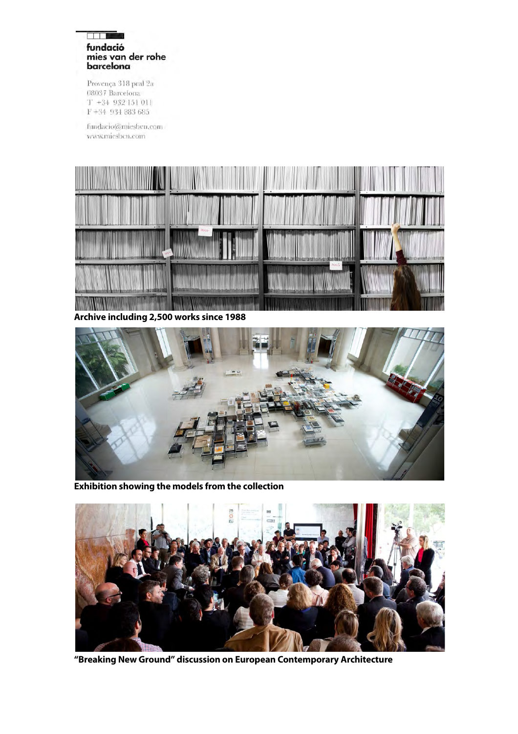fundació
mies van der rohe
barcelona

Provença 318 pral 2a
08037 Barcelona
T +34 932 151 011
F +34 934 883 685

fundacio@miesbcn.com
www.miesbcn.com

**Archive including 2,500 works since 1988**

**Exhibition showing the models from the collection**

**"Breaking New Ground" discussion on European Contemporary Architecture**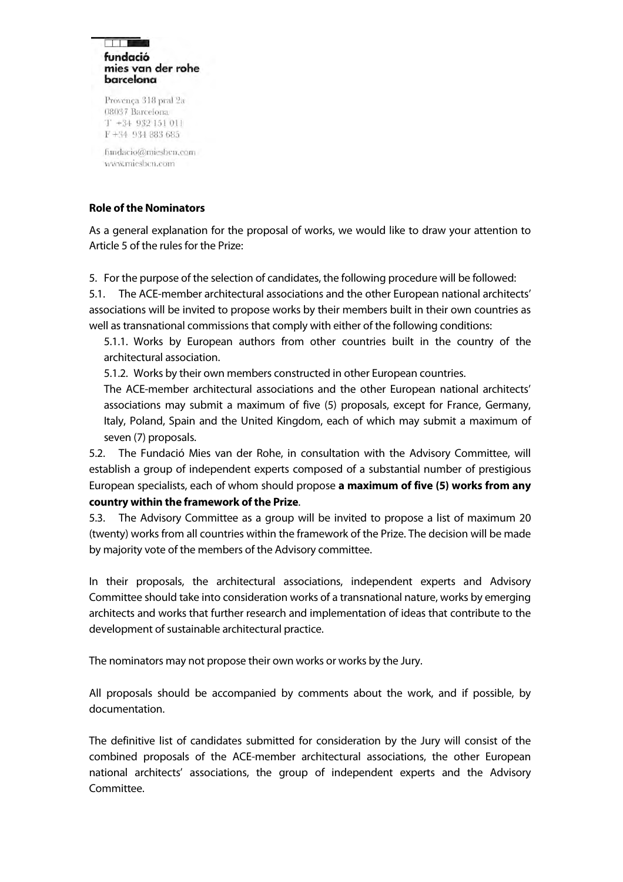fundació
mies van der rohe
barcelona

Provença 318 pral 2a
08037 Barcelona
T +34 932 151 011
F +34 934 883 685

fundacio@miesbcn.com
www.miesbcn.com

**Role of the Nominators**

As a general explanation for the proposal of works, we would like to draw your attention to Article 5 of the rules for the Prize:

5. For the purpose of the selection of candidates, the following procedure will be followed:

5.1. The ACE-member architectural associations and the other European national architects' associations will be invited to propose works by their members built in their own countries as well as transnational commissions that comply with either of the following conditions:

5.1.1. Works by European authors from other countries built in the country of the architectural association.

5.1.2. Works by their own members constructed in other European countries.

The ACE-member architectural associations and the other European national architects' associations may submit a maximum of five (5) proposals, except for France, Germany, Italy, Poland, Spain and the United Kingdom, each of which may submit a maximum of seven (7) proposals.

5.2. The Fundació Mies van der Rohe, in consultation with the Advisory Committee, will establish a group of independent experts composed of a substantial number of prestigious European specialists, each of whom should propose **a maximum of five (5) works from any country within the framework of the Prize**.

5.3. The Advisory Committee as a group will be invited to propose a list of maximum 20 (twenty) works from all countries within the framework of the Prize. The decision will be made by majority vote of the members of the Advisory committee.

In their proposals, the architectural associations, independent experts and Advisory Committee should take into consideration works of a transnational nature, works by emerging architects and works that further research and implementation of ideas that contribute to the development of sustainable architectural practice.

The nominators may not propose their own works or works by the Jury.

All proposals should be accompanied by comments about the work, and if possible, by documentation.

The definitive list of candidates submitted for consideration by the Jury will consist of the combined proposals of the ACE-member architectural associations, the other European national architects' associations, the group of independent experts and the Advisory Committee.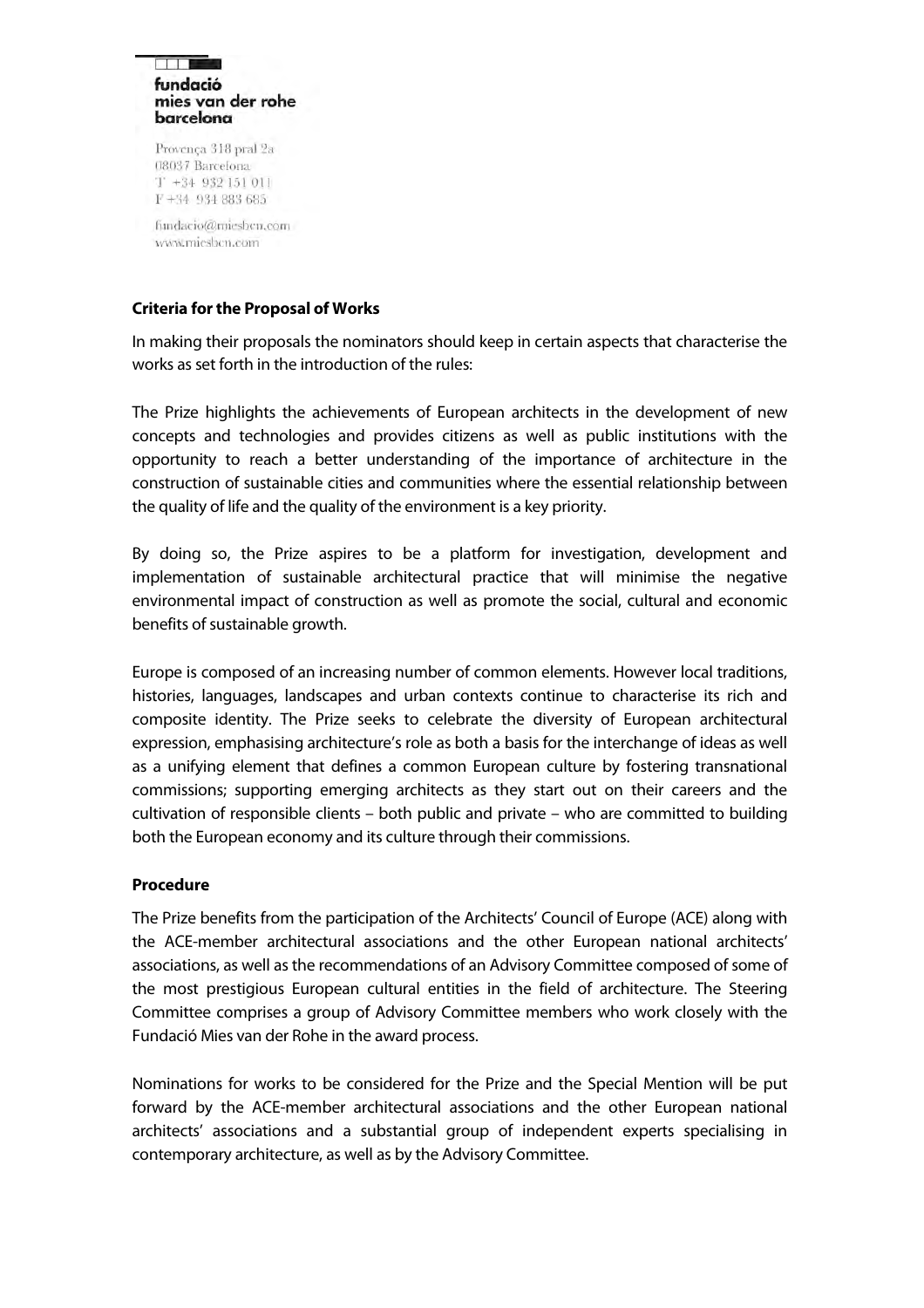fundació
mies van der rohe
barcelona

Provença 318 pral 2a
08037 Barcelona
T +34 932 151 011
F +34 934 883 685

fundacio@miesbcn.com
www.miesbcn.com

**Criteria for the Proposal of Works**

In making their proposals the nominators should keep in certain aspects that characterise the works as set forth in the introduction of the rules:

The Prize highlights the achievements of European architects in the development of new concepts and technologies and provides citizens as well as public institutions with the opportunity to reach a better understanding of the importance of architecture in the construction of sustainable cities and communities where the essential relationship between the quality of life and the quality of the environment is a key priority.

By doing so, the Prize aspires to be a platform for investigation, development and implementation of sustainable architectural practice that will minimise the negative environmental impact of construction as well as promote the social, cultural and economic benefits of sustainable growth.

Europe is composed of an increasing number of common elements. However local traditions, histories, languages, landscapes and urban contexts continue to characterise its rich and composite identity. The Prize seeks to celebrate the diversity of European architectural expression, emphasising architecture's role as both a basis for the interchange of ideas as well as a unifying element that defines a common European culture by fostering transnational commissions; supporting emerging architects as they start out on their careers and the cultivation of responsible clients – both public and private – who are committed to building both the European economy and its culture through their commissions.

**Procedure**

The Prize benefits from the participation of the Architects' Council of Europe (ACE) along with the ACE-member architectural associations and the other European national architects' associations, as well as the recommendations of an Advisory Committee composed of some of the most prestigious European cultural entities in the field of architecture. The Steering Committee comprises a group of Advisory Committee members who work closely with the Fundació Mies van der Rohe in the award process.

Nominations for works to be considered for the Prize and the Special Mention will be put forward by the ACE-member architectural associations and the other European national architects' associations and a substantial group of independent experts specialising in contemporary architecture, as well as by the Advisory Committee.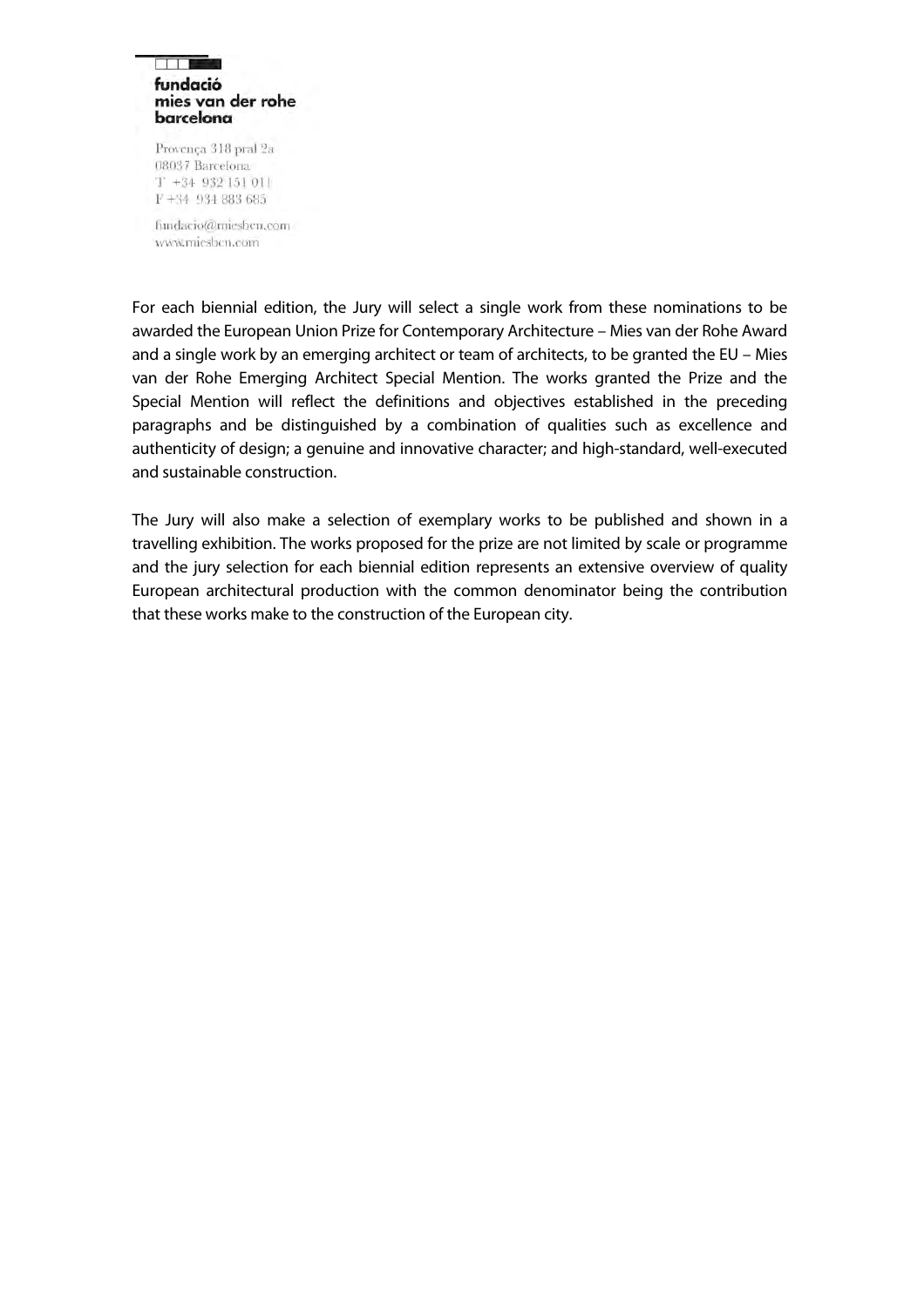For each biennial edition, the Jury will select a single work from these nominations to be awarded the European Union Prize for Contemporary Architecture – Mies van der Rohe Award and a single work by an emerging architect or team of architects, to be granted the EU – Mies van der Rohe Emerging Architect Special Mention. The works granted the Prize and the Special Mention will reflect the definitions and objectives established in the preceding paragraphs and be distinguished by a combination of qualities such as excellence and authenticity of design; a genuine and innovative character; and high-standard, well-executed and sustainable construction.

The Jury will also make a selection of exemplary works to be published and shown in a travelling exhibition. The works proposed for the prize are not limited by scale or programme and the jury selection for each biennial edition represents an extensive overview of quality European architectural production with the common denominator being the contribution that these works make to the construction of the European city.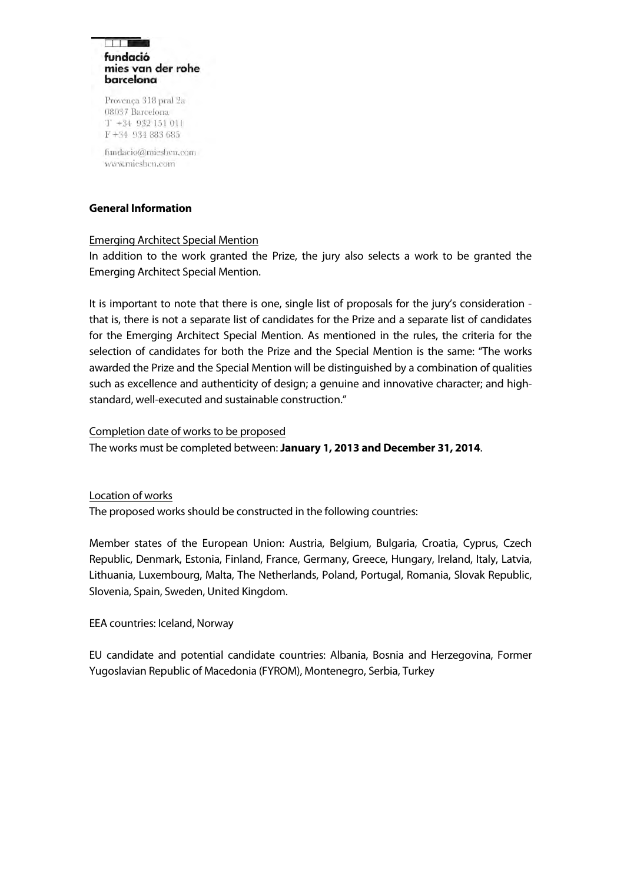**fundació mies van der rohe barcelona**

Provença 318 pral 2a
08037 Barcelona
T +34 932 151 011
F +34 934 883 685

fundacio@miesbcn.com
www.miesbcn.com

## General Information

<u>Emerging Architect Special Mention</u>

In addition to the work granted the Prize, the jury also selects a work to be granted the Emerging Architect Special Mention.

It is important to note that there is one, single list of proposals for the jury's consideration - that is, there is not a separate list of candidates for the Prize and a separate list of candidates for the Emerging Architect Special Mention. As mentioned in the rules, the criteria for the selection of candidates for both the Prize and the Special Mention is the same: "The works awarded the Prize and the Special Mention will be distinguished by a combination of qualities such as excellence and authenticity of design; a genuine and innovative character; and high-standard, well-executed and sustainable construction."

<u>Completion date of works to be proposed</u>

The works must be completed between: **January 1, 2013 and December 31, 2014**.

<u>Location of works</u>

The proposed works should be constructed in the following countries:

Member states of the European Union: Austria, Belgium, Bulgaria, Croatia, Cyprus, Czech Republic, Denmark, Estonia, Finland, France, Germany, Greece, Hungary, Ireland, Italy, Latvia, Lithuania, Luxembourg, Malta, The Netherlands, Poland, Portugal, Romania, Slovak Republic, Slovenia, Spain, Sweden, United Kingdom.

EEA countries: Iceland, Norway

EU candidate and potential candidate countries: Albania, Bosnia and Herzegovina, Former Yugoslavian Republic of Macedonia (FYROM), Montenegro, Serbia, Turkey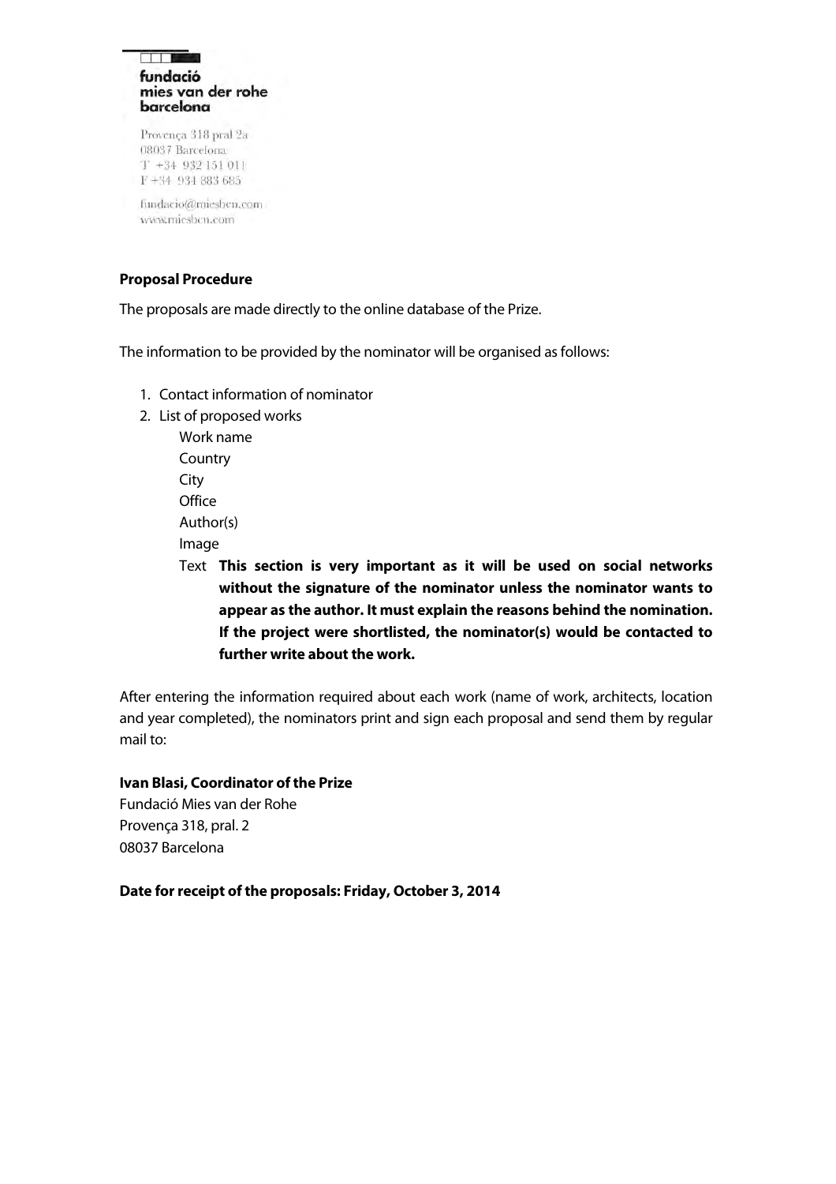fundació
mies van der rohe
barcelona

Provença 318 pral 2a
08037 Barcelona
T +34 932 151 011
F +34 934 883 685

fundacio@miesbcn.com
www.miesbcn.com

**Proposal Procedure**

The proposals are made directly to the online database of the Prize.

The information to be provided by the nominator will be organised as follows:

1. Contact information of nominator
2. List of proposed works
   - Work name
   - Country
   - City
   - Office
   - Author(s)
   - Image
   - Text **This section is very important as it will be used on social networks without the signature of the nominator unless the nominator wants to appear as the author. It must explain the reasons behind the nomination. If the project were shortlisted, the nominator(s) would be contacted to further write about the work.**

After entering the information required about each work (name of work, architects, location and year completed), the nominators print and sign each proposal and send them by regular mail to:

**Ivan Blasi, Coordinator of the Prize**
Fundació Mies van der Rohe
Provença 318, pral. 2
08037 Barcelona

**Date for receipt of the proposals: Friday, October 3, 2014**